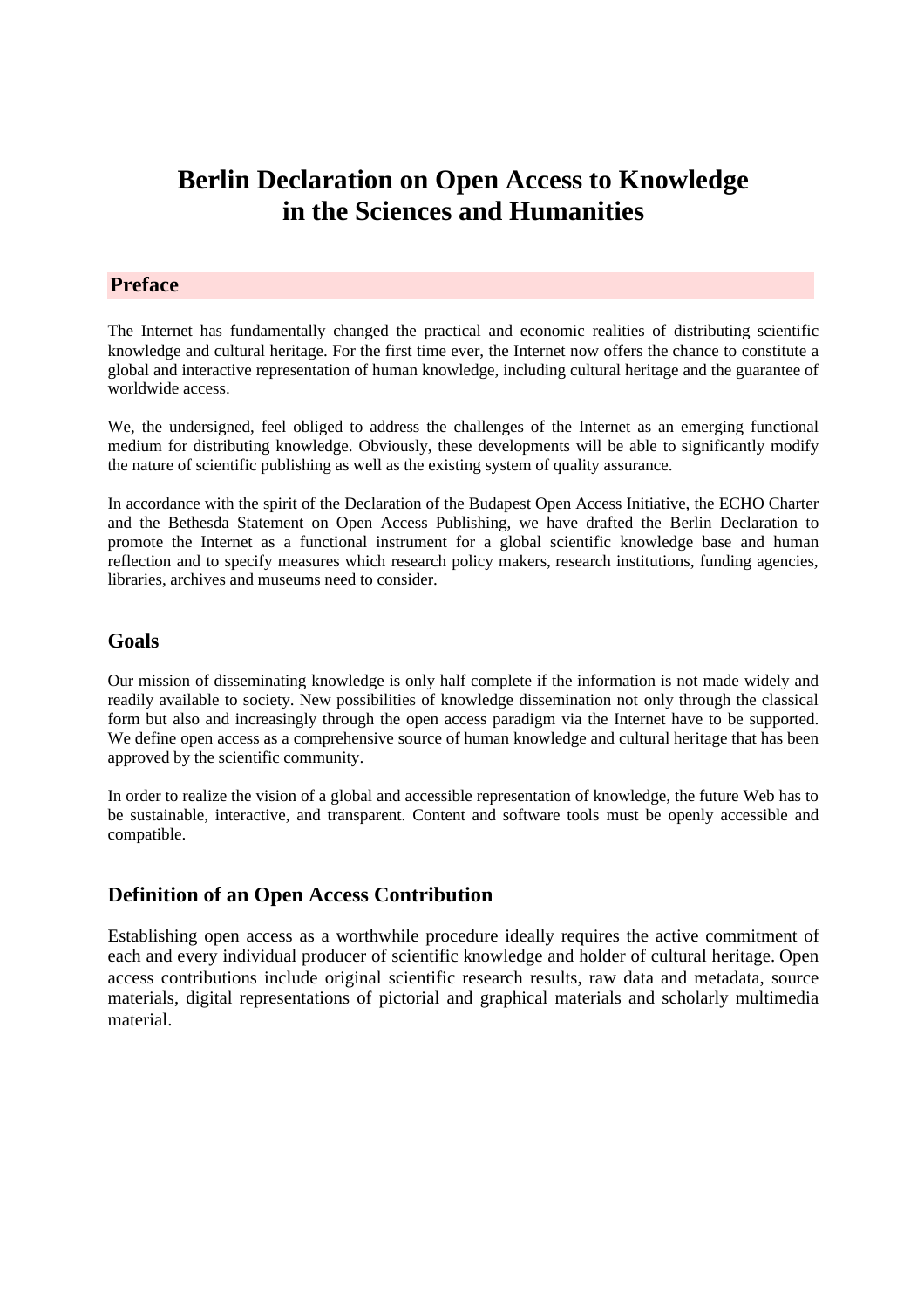# Berlin Declaration on Open Access to Knowledge in the Sciences and Humanities

## Preface

The Internet has fundamentally changed the practical and economic realities of distributing scientific knowledge and cultural heritage. For the first time ever, the Internet now offers the chance to constitute a global and interactive representation of human knowledge, including cultural heritage and the guarantee of worldwide access.

We, the undersigned, feel obliged to address the challenges of the Internet as an emerging functional medium for distributing knowledge. Obviously, these developments will be able to significantly modify the nature of scientific publishing as well as the existing system of quality assurance.

In accordance with the spirit of the Declaration of the Budapest Open Access Initiative, the ECHO Charter and the Bethesda Statement on Open Access Publishing, we have drafted the Berlin Declaration to promote the Internet as a functional instrument for a global scientific knowledge base and human reflection and to specify measures which research policy makers, research institutions, funding agencies, libraries, archives and museums need to consider.

## Goals

Our mission of disseminating knowledge is only half complete if the information is not made widely and readily available to society. New possibilities of knowledge dissemination not only through the classical form but also and increasingly through the open access paradigm via the Internet have to be supported. We define open access as a comprehensive source of human knowledge and cultural heritage that has been approved by the scientific community.

In order to realize the vision of a global and accessible representation of knowledge, the future Web has to be sustainable, interactive, and transparent. Content and software tools must be openly accessible and compatible.

## Definition of an Open Access Contribution

Establishing open access as a worthwhile procedure ideally requires the active commitment of each and every individual producer of scientific knowledge and holder of cultural heritage. Open access contributions include original scientific research results, raw data and metadata, source materials, digital representations of pictorial and graphical materials and scholarly multimedia material.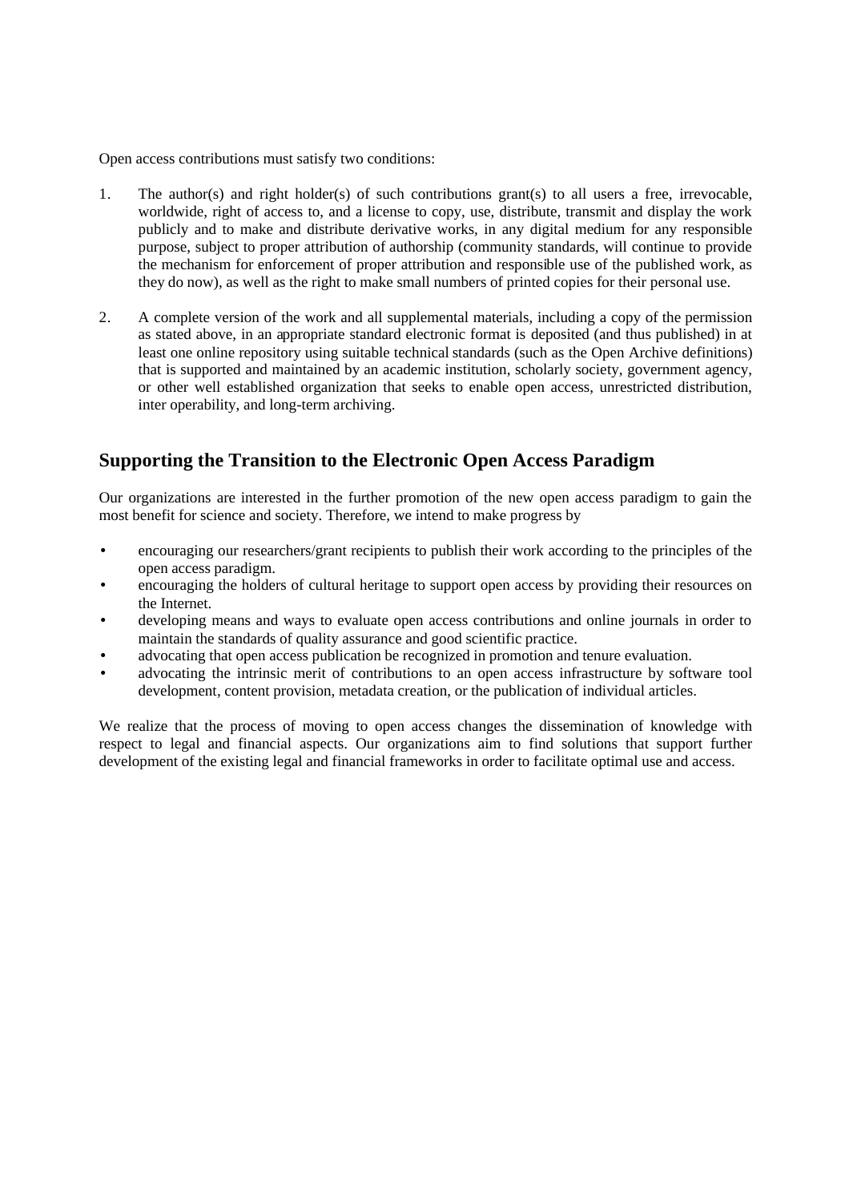Open access contributions must satisfy two conditions:

1. The author(s) and right holder(s) of such contributions grant(s) to all users a free, irrevocable, worldwide, right of access to, and a license to copy, use, distribute, transmit and display the work publicly and to make and distribute derivative works, in any digital medium for any responsible purpose, subject to proper attribution of authorship (community standards, will continue to provide the mechanism for enforcement of proper attribution and responsible use of the published work, as they do now), as well as the right to make small numbers of printed copies for their personal use.

2. A complete version of the work and all supplemental materials, including a copy of the permission as stated above, in an appropriate standard electronic format is deposited (and thus published) in at least one online repository using suitable technical standards (such as the Open Archive definitions) that is supported and maintained by an academic institution, scholarly society, government agency, or other well established organization that seeks to enable open access, unrestricted distribution, inter operability, and long-term archiving.

## Supporting the Transition to the Electronic Open Access Paradigm

Our organizations are interested in the further promotion of the new open access paradigm to gain the most benefit for science and society. Therefore, we intend to make progress by

- encouraging our researchers/grant recipients to publish their work according to the principles of the open access paradigm.
- encouraging the holders of cultural heritage to support open access by providing their resources on the Internet.
- developing means and ways to evaluate open access contributions and online journals in order to maintain the standards of quality assurance and good scientific practice.
- advocating that open access publication be recognized in promotion and tenure evaluation.
- advocating the intrinsic merit of contributions to an open access infrastructure by software tool development, content provision, metadata creation, or the publication of individual articles.

We realize that the process of moving to open access changes the dissemination of knowledge with respect to legal and financial aspects. Our organizations aim to find solutions that support further development of the existing legal and financial frameworks in order to facilitate optimal use and access.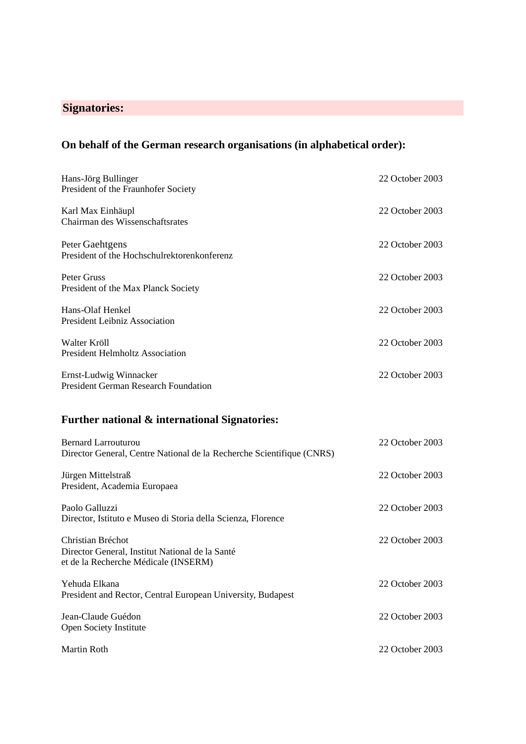## Signatories:

### On behalf of the German research organisations (in alphabetical order):

Hans-Jörg Bullinger — 22 October 2003
President of the Fraunhofer Society

Karl Max Einhäupl — 22 October 2003
Chairman des Wissenschaftsrates

Peter Gaehtgens — 22 October 2003
President of the Hochschulrektorenkonferenz

Peter Gruss — 22 October 2003
President of the Max Planck Society

Hans-Olaf Henkel — 22 October 2003
President Leibniz Association

Walter Kröll — 22 October 2003
President Helmholtz Association

Ernst-Ludwig Winnacker — 22 October 2003
President German Research Foundation

### Further national & international Signatories:

Bernard Larrouturou — 22 October 2003
Director General, Centre National de la Recherche Scientifique (CNRS)

Jürgen Mittelstraß — 22 October 2003
President, Academia Europaea

Paolo Galluzzi — 22 October 2003
Director, Istituto e Museo di Storia della Scienza, Florence

Christian Bréchot — 22 October 2003
Director General, Institut National de la Santé
et de la Recherche Médicale (INSERM)

Yehuda Elkana — 22 October 2003
President and Rector, Central European University, Budapest

Jean-Claude Guédon — 22 October 2003
Open Society Institute

Martin Roth — 22 October 2003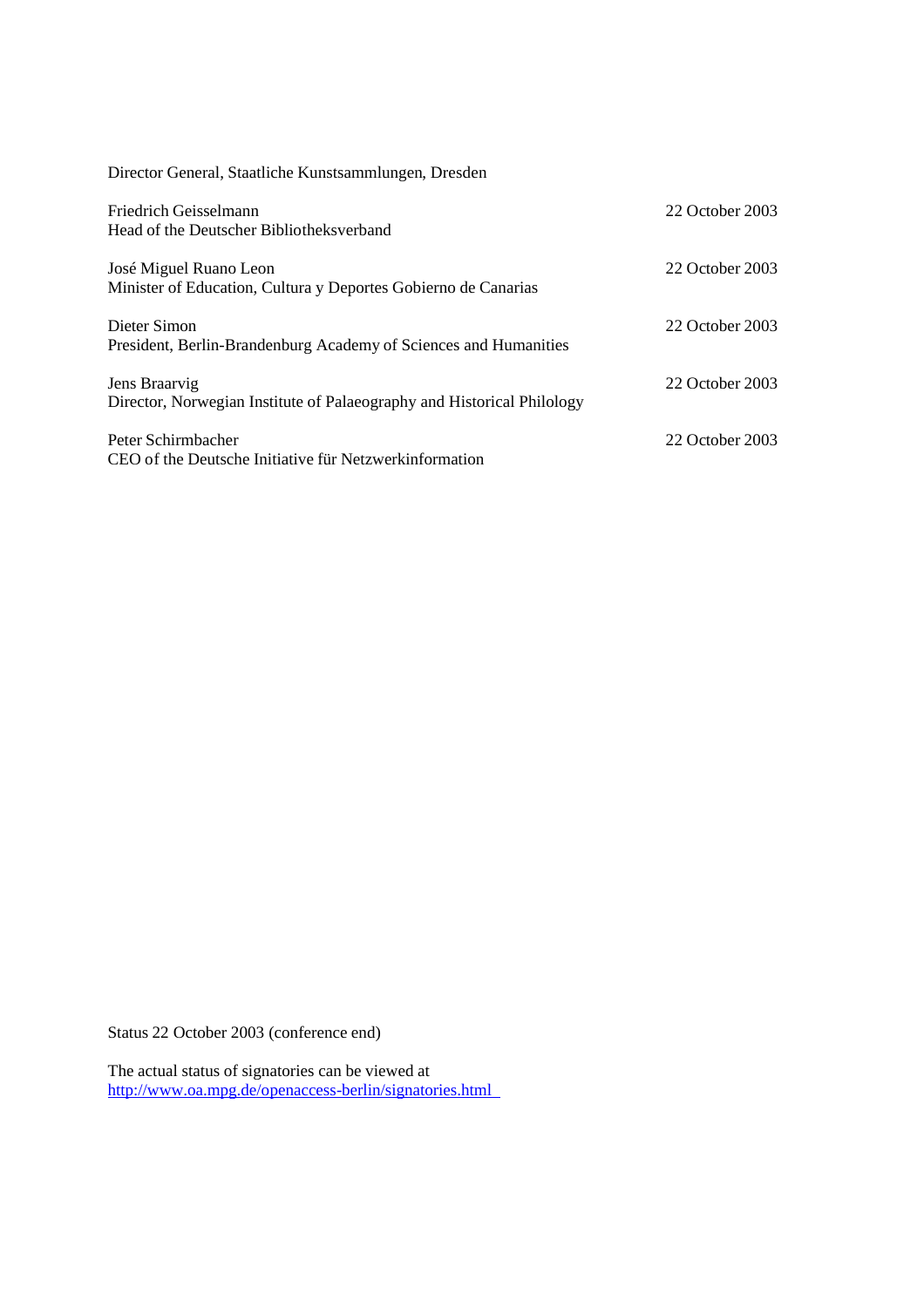Director General, Staatliche Kunstsammlungen, Dresden

Friedrich Geisselmann
Head of the Deutscher Bibliotheksverband
22 October 2003

José Miguel Ruano Leon
Minister of Education, Cultura y Deportes Gobierno de Canarias
22 October 2003

Dieter Simon
President, Berlin-Brandenburg Academy of Sciences and Humanities
22 October 2003

Jens Braarvig
Director, Norwegian Institute of Palaeography and Historical Philology
22 October 2003

Peter Schirmbacher
CEO of the Deutsche Initiative für Netzwerkinformation
22 October 2003

Status 22 October 2003 (conference end)

The actual status of signatories can be viewed at
http://www.oa.mpg.de/openaccess-berlin/signatories.html